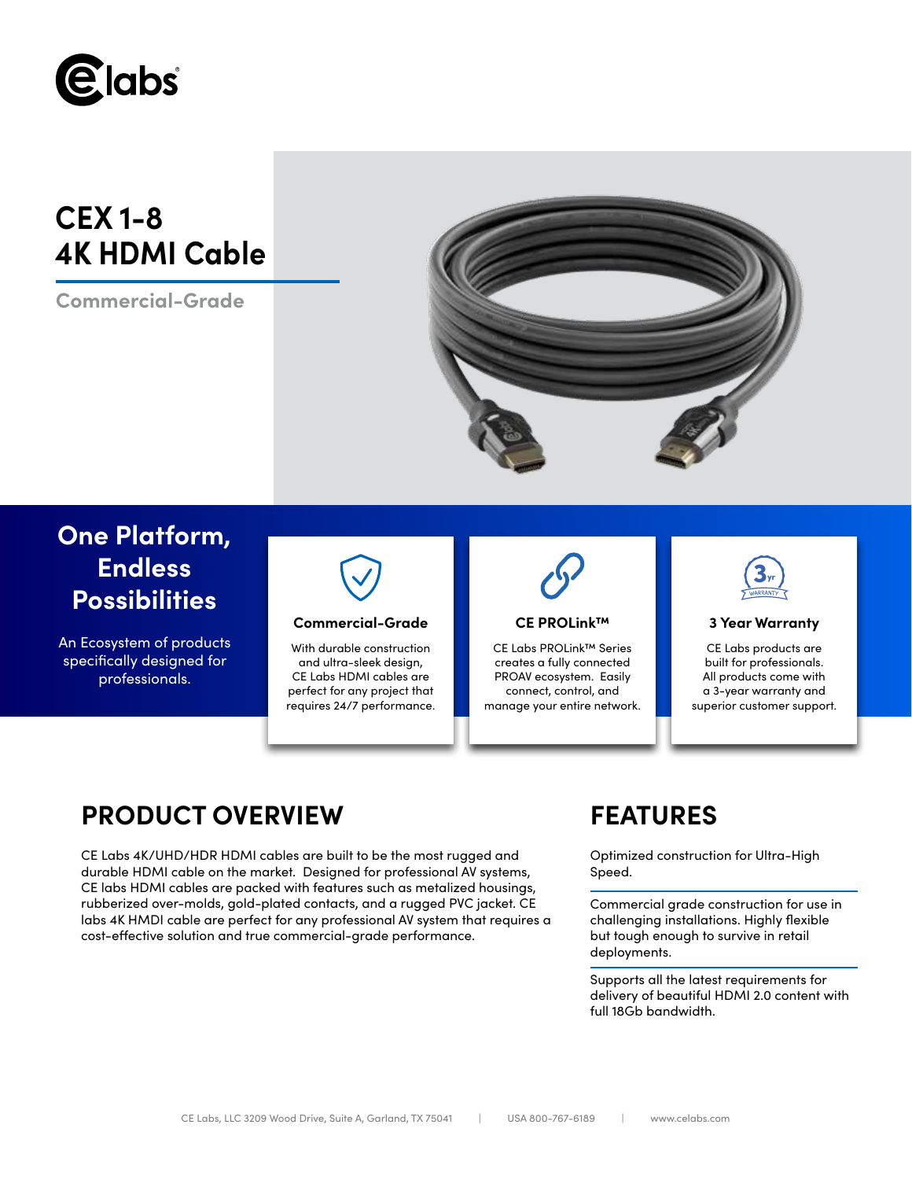# CEX 1-8 4K HDMI Cable

Commercial-Grade

## One Platform, Endless Possibilities

An Ecosystem of products specifically designed for professionals.

### Commercial-Grade

With durable construction and ultra-sleek design, CE Labs HDMI cables are perfect for any project that requires 24/7 performance.

### CE PROLink™

CE Labs PROLink™ Series creates a fully connected PROAV ecosystem. Easily connect, control, and manage your entire network.

### 3 Year Warranty

CE Labs products are built for professionals. All products come with a 3-year warranty and superior customer support.

## PRODUCT OVERVIEW

CE Labs 4K/UHD/HDR HDMI cables are built to be the most rugged and durable HDMI cable on the market. Designed for professional AV systems, CE Labs HDMI cables are packed with features such as metalized housings, rubberized over-molds, gold-plated contacts, and a rugged PVC jacket. CE labs 4K HMDI cable are perfect for any professional AV system that requires a cost-effective solution and true commercial-grade performance.

## FEATURES

Optimized construction for Ultra-High Speed.

Commercial grade construction for use in challenging installations. Highly flexible but tough enough to survive in retail deployments.

Supports all the latest requirements for delivery of beautiful HDMI 2.0 content with full 18Gb bandwidth.

CE Labs, LLC 3209 Wood Drive, Suite A, Garland, TX 75041 | USA 800-767-6189 | www.celabs.com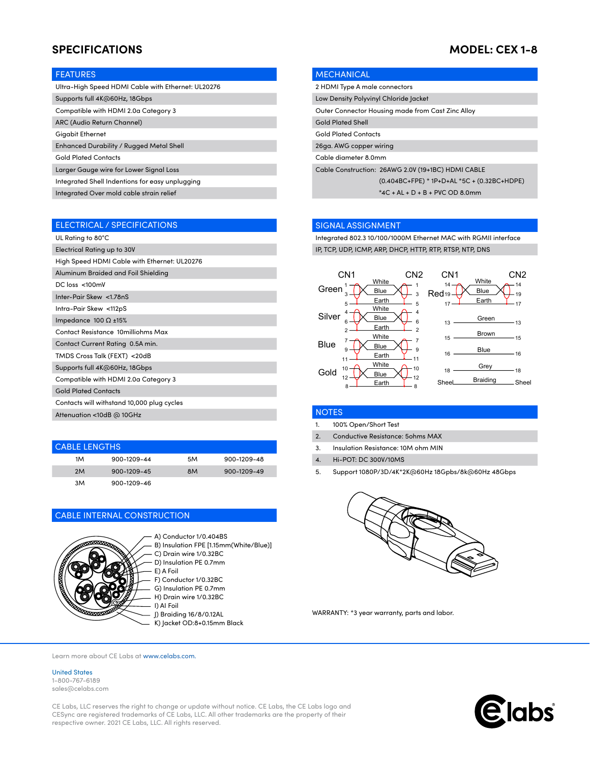# SPECIFICATIONS

# MODEL: CEX 1-8

## FEATURES

- Ultra-High Speed HDMI Cable with Ethernet: UL20276
- Supports full 4K@60Hz, 18Gbps
- Compatible with HDMI 2.0a Category 3
- ARC (Audio Return Channel)
- Gigabit Ethernet
- Enhanced Durability / Rugged Metal Shell
- Gold Plated Contacts
- Larger Gauge wire for Lower Signal Loss
- Integrated Shell Indentions for easy unplugging
- Integrated Over mold cable strain relief

## ELECTRICAL / SPECIFICATIONS

- UL Rating to 80°C
- Electrical Rating up to 30V
- High Speed HDMI Cable with Ethernet: UL20276
- Aluminum Braided and Foil Shielding
- DC loss <100mV
- Inter-Pair Skew <1.78nS
- Intra-Pair Skew <112pS
- Impedance 100 Ω ±15%
- Contact Resistance 10milliohms Max
- Contact Current Rating 0.5A min.
- TMDS Cross Talk (FEXT) <20dB
- Supports full 4K@60Hz, 18Gbps
- Compatible with HDMI 2.0a Category 3
- Gold Plated Contacts
- Contacts will withstand 10,000 plug cycles
- Attenuation <10dB @ 10GHz

## CABLE LENGTHS

| | | | |
|---|---|---|---|
| 1M | 900-1209-44 | 5M | 900-1209-48 |
| 2M | 900-1209-45 | 8M | 900-1209-49 |
| 3M | 900-1209-46 | | |

## CABLE INTERNAL CONSTRUCTION

A) Conductor 1/0.404BS
B) Insulation FPE [1.15mm(White/Blue)]
C) Drain wire 1/0.32BC
D) Insulation PE 0.7mm
E) A Foil
F) Conductor 1/0.32BC
G) Insulation PE 0.7mm
H) Drain wire 1/0.32BC
I) Al Foil
J) Braiding 16/8/0.12AL
K) Jacket OD:8+0.15mm Black

## MECHANICAL

- 2 HDMI Type A male connectors
- Low Density Polyvinyl Chloride Jacket
- Outer Connector Housing made from Cast Zinc Alloy
- Gold Plated Shell
- Gold Plated Contacts
- 26ga. AWG copper wiring
- Cable diameter 8.0mm
- Cable Construction: 26AWG 2.0V (19+1BC) HDMI CABLE (0.404BC+FPE) * 1P+D+AL *5C + (0.32BC+HDPE) *4C + AL + D + B + PVC OD 8.0mm

## SIGNAL ASSIGNMENT

- Integrated 802.3 10/100/1000M Ethernet MAC with RGMII interface
- IP, TCP, UDP, ICMP, ARP, DHCP, HTTP, RTP, RTSP, NTP, DNS

CN1 CN2
Green 1 3 5 White Blue Earth 1 3 5
Silver 4 6 2 White Blue Earth 4 6 2
Blue 7 9 11 White Blue Earth 7 9 11
Gold 10 12 8 White Blue Earth 10 12 8

CN1 CN2
Red 14 19 17 White Blue Earth 14 19 17
13 Green 13
15 Brown 15
16 Blue 16
18 Grey 18
Sheel Braiding Sheel

## NOTES

1. 100% Open/Short Test
2. Conductive Resistance: 5ohms MAX
3. Insulation Resistance: 10M ohm MIN
4. Hi-POT: DC 300V/10MS
5. Support 1080P/3D/4K*2K@60Hz 18Gpbs/8k@60Hz 48Gbps

WARRANTY: *3 year warranty, parts and labor.

Learn more about CE Labs at www.celabs.com.

United States
1-800-767-6189
sales@celabs.com

CE Labs, LLC reserves the right to change or update without notice. CE Labs, the CE Labs logo and CESync are registered trademarks of CE Labs, LLC. All other trademarks are the property of their respective owner. 2021 CE Labs, LLC. All rights reserved.